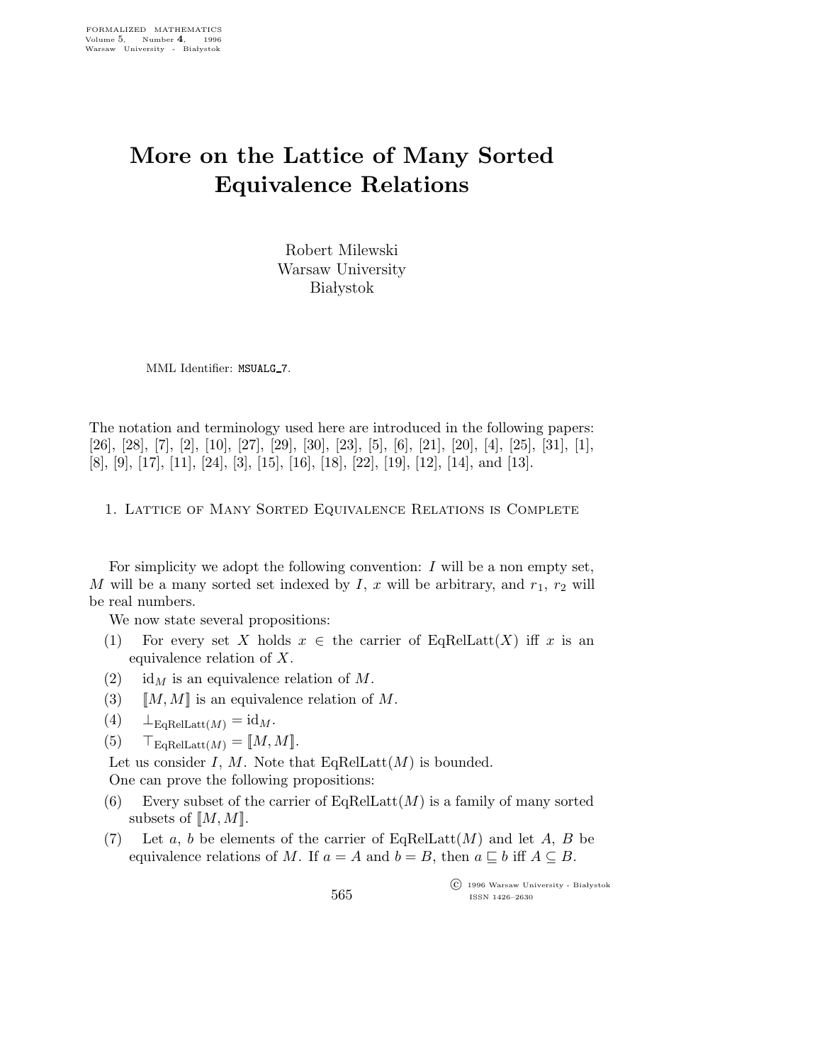# More on the Lattice of Many Sorted Equivalence Relations

Robert Milewski
Warsaw University
Białystok

MML Identifier: MSUALG_7.

The notation and terminology used here are introduced in the following papers: [26], [28], [7], [2], [10], [27], [29], [30], [23], [5], [6], [21], [20], [4], [25], [31], [1], [8], [9], [17], [11], [24], [3], [15], [16], [18], [22], [19], [12], [14], and [13].

## 1. Lattice of Many Sorted Equivalence Relations is Complete

For simplicity we adopt the following convention: $I$ will be a non empty set, $M$ will be a many sorted set indexed by $I$, $x$ will be arbitrary, and $r_1$, $r_2$ will be real numbers.

We now state several propositions:

(1) For every set $X$ holds $x \in$ the carrier of $\mathrm{EqRelLatt}(X)$ iff $x$ is an equivalence relation of $X$.

(2) $\mathrm{id}_M$ is an equivalence relation of $M$.

(3) $[\![M, M]\!]$ is an equivalence relation of $M$.

(4) $\bot_{\mathrm{EqRelLatt}(M)} = \mathrm{id}_M$.

(5) $\top_{\mathrm{EqRelLatt}(M)} = [\![M, M]\!]$.

Let us consider $I$, $M$. Note that $\mathrm{EqRelLatt}(M)$ is bounded.

One can prove the following propositions:

(6) Every subset of the carrier of $\mathrm{EqRelLatt}(M)$ is a family of many sorted subsets of $[\![M, M]\!]$.

(7) Let $a$, $b$ be elements of the carrier of $\mathrm{EqRelLatt}(M)$ and let $A$, $B$ be equivalence relations of $M$. If $a = A$ and $b = B$, then $a \sqsubseteq b$ iff $A \subseteq B$.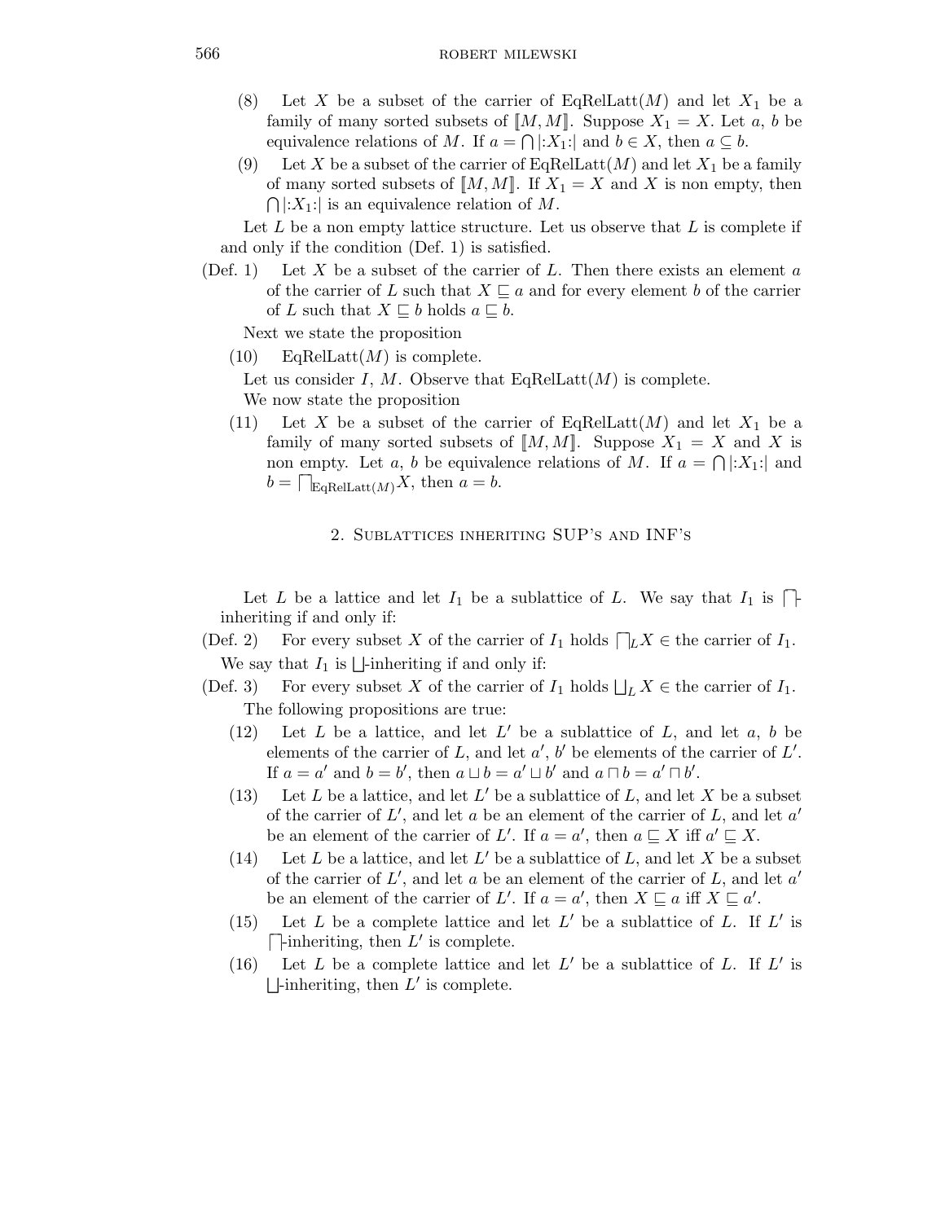(8) Let $X$ be a subset of the carrier of EqRelLatt($M$) and let $X_1$ be a family of many sorted subsets of $[\![M, M]\!]$. Suppose $X_1 = X$. Let $a$, $b$ be equivalence relations of $M$. If $a = \bigcap|{:}X_1{:}|$ and $b \in X$, then $a \subseteq b$.

(9) Let $X$ be a subset of the carrier of EqRelLatt($M$) and let $X_1$ be a family of many sorted subsets of $[\![M, M]\!]$. If $X_1 = X$ and $X$ is non empty, then $\bigcap|{:}X_1{:}|$ is an equivalence relation of $M$.

Let $L$ be a non empty lattice structure. Let us observe that $L$ is complete if and only if the condition (Def. 1) is satisfied.

(Def. 1) Let $X$ be a subset of the carrier of $L$. Then there exists an element $a$ of the carrier of $L$ such that $X \sqsubseteq a$ and for every element $b$ of the carrier of $L$ such that $X \sqsubseteq b$ holds $a \sqsubseteq b$.

Next we state the proposition

(10) EqRelLatt($M$) is complete.

Let us consider $I$, $M$. Observe that EqRelLatt($M$) is complete.

We now state the proposition

(11) Let $X$ be a subset of the carrier of EqRelLatt($M$) and let $X_1$ be a family of many sorted subsets of $[\![M, M]\!]$. Suppose $X_1 = X$ and $X$ is non empty. Let $a$, $b$ be equivalence relations of $M$. If $a = \bigcap|{:}X_1{:}|$ and $b = \bigsqcap_{\mathrm{EqRelLatt}(M)} X$, then $a = b$.

## 2. Sublattices inheriting SUP's and INF's

Let $L$ be a lattice and let $I_1$ be a sublattice of $L$. We say that $I_1$ is $\bigsqcap$-inheriting if and only if:

(Def. 2) For every subset $X$ of the carrier of $I_1$ holds $\bigsqcap_L X \in$ the carrier of $I_1$.

We say that $I_1$ is $\bigsqcup$-inheriting if and only if:

(Def. 3) For every subset $X$ of the carrier of $I_1$ holds $\bigsqcup_L X \in$ the carrier of $I_1$.

The following propositions are true:

(12) Let $L$ be a lattice, and let $L'$ be a sublattice of $L$, and let $a$, $b$ be elements of the carrier of $L$, and let $a'$, $b'$ be elements of the carrier of $L'$. If $a = a'$ and $b = b'$, then $a \sqcup b = a' \sqcup b'$ and $a \sqcap b = a' \sqcap b'$.

(13) Let $L$ be a lattice, and let $L'$ be a sublattice of $L$, and let $X$ be a subset of the carrier of $L'$, and let $a$ be an element of the carrier of $L$, and let $a'$ be an element of the carrier of $L'$. If $a = a'$, then $a \sqsubseteq X$ iff $a' \sqsubseteq X$.

(14) Let $L$ be a lattice, and let $L'$ be a sublattice of $L$, and let $X$ be a subset of the carrier of $L'$, and let $a$ be an element of the carrier of $L$, and let $a'$ be an element of the carrier of $L'$. If $a = a'$, then $X \sqsubseteq a$ iff $X \sqsubseteq a'$.

(15) Let $L$ be a complete lattice and let $L'$ be a sublattice of $L$. If $L'$ is $\bigsqcap$-inheriting, then $L'$ is complete.

(16) Let $L$ be a complete lattice and let $L'$ be a sublattice of $L$. If $L'$ is $\bigsqcup$-inheriting, then $L'$ is complete.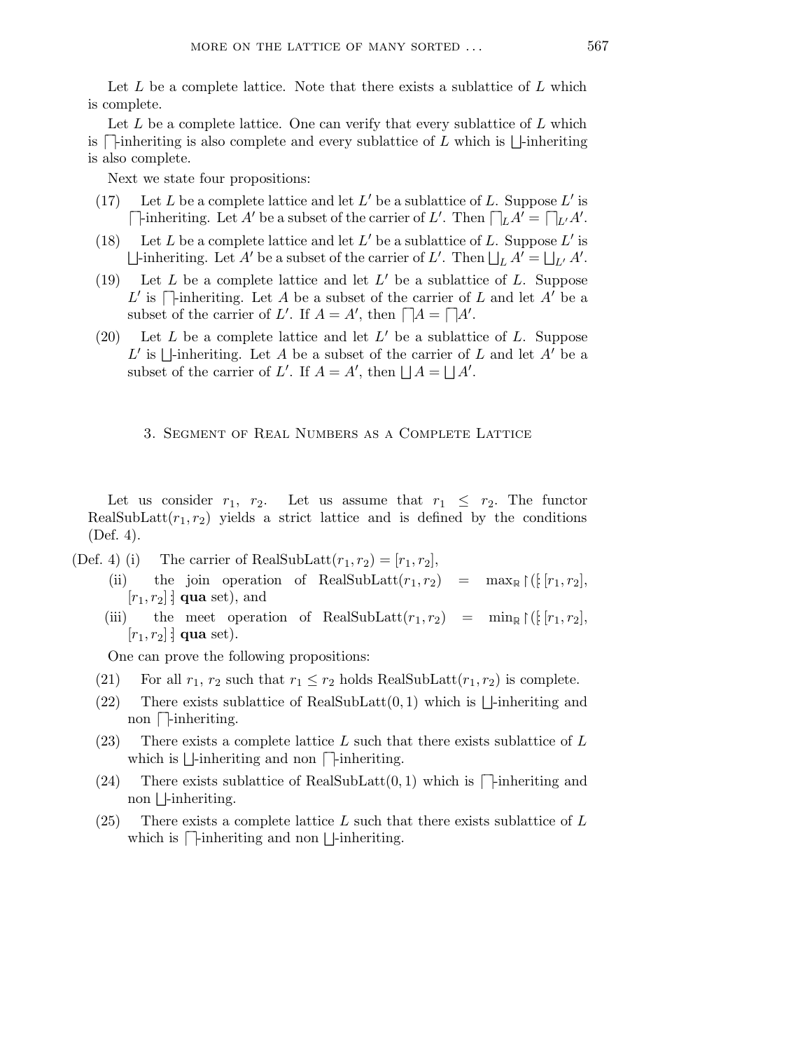Let $L$ be a complete lattice. Note that there exists a sublattice of $L$ which is complete.

Let $L$ be a complete lattice. One can verify that every sublattice of $L$ which is $\sqcap$-inheriting is also complete and every sublattice of $L$ which is $\sqcup$-inheriting is also complete.

Next we state four propositions:

(17) Let $L$ be a complete lattice and let $L'$ be a sublattice of $L$. Suppose $L'$ is $\sqcap$-inheriting. Let $A'$ be a subset of the carrier of $L'$. Then $\sqcap_L A' = \sqcap_{L'} A'$.

(18) Let $L$ be a complete lattice and let $L'$ be a sublattice of $L$. Suppose $L'$ is $\sqcup$-inheriting. Let $A'$ be a subset of the carrier of $L'$. Then $\sqcup_L A' = \sqcup_{L'} A'$.

(19) Let $L$ be a complete lattice and let $L'$ be a sublattice of $L$. Suppose $L'$ is $\sqcap$-inheriting. Let $A$ be a subset of the carrier of $L$ and let $A'$ be a subset of the carrier of $L'$. If $A = A'$, then $\sqcap A = \sqcap A'$.

(20) Let $L$ be a complete lattice and let $L'$ be a sublattice of $L$. Suppose $L'$ is $\sqcup$-inheriting. Let $A$ be a subset of the carrier of $L$ and let $A'$ be a subset of the carrier of $L'$. If $A = A'$, then $\sqcup A = \sqcup A'$.

## 3. Segment of Real Numbers as a Complete Lattice

Let us consider $r_1$, $r_2$. Let us assume that $r_1 \leq r_2$. The functor RealSubLatt$(r_1, r_2)$ yields a strict lattice and is defined by the conditions (Def. 4).

(Def. 4) (i) The carrier of RealSubLatt$(r_1, r_2) = [r_1, r_2]$,

(ii) the join operation of RealSubLatt$(r_1, r_2)$ = $\max_{\mathbb{R}} \restriction ([: [r_1, r_2], [r_1, r_2] :]$ **qua** set), and

(iii) the meet operation of RealSubLatt$(r_1, r_2)$ = $\min_{\mathbb{R}} \restriction ([: [r_1, r_2], [r_1, r_2] :]$ **qua** set).

One can prove the following propositions:

(21) For all $r_1$, $r_2$ such that $r_1 \leq r_2$ holds RealSubLatt$(r_1, r_2)$ is complete.

(22) There exists sublattice of RealSubLatt$(0, 1)$ which is $\sqcup$-inheriting and non $\sqcap$-inheriting.

(23) There exists a complete lattice $L$ such that there exists sublattice of $L$ which is $\sqcup$-inheriting and non $\sqcap$-inheriting.

(24) There exists sublattice of RealSubLatt$(0, 1)$ which is $\sqcap$-inheriting and non $\sqcup$-inheriting.

(25) There exists a complete lattice $L$ such that there exists sublattice of $L$ which is $\sqcap$-inheriting and non $\sqcup$-inheriting.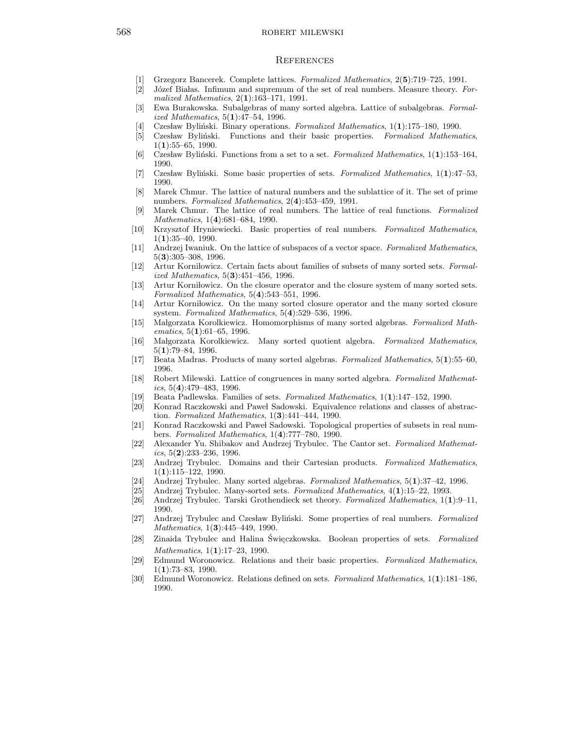## References

[1] Grzegorz Bancerek. Complete lattices. *Formalized Mathematics*, 2(**5**):719–725, 1991.

[2] Józef Białas. Infimum and supremum of the set of real numbers. Measure theory. *Formalized Mathematics*, 2(**1**):163–171, 1991.

[3] Ewa Burakowska. Subalgebras of many sorted algebra. Lattice of subalgebras. *Formalized Mathematics*, 5(**1**):47–54, 1996.

[4] Czesław Byliński. Binary operations. *Formalized Mathematics*, 1(**1**):175–180, 1990.

[5] Czesław Byliński. Functions and their basic properties. *Formalized Mathematics*, 1(**1**):55–65, 1990.

[6] Czesław Byliński. Functions from a set to a set. *Formalized Mathematics*, 1(**1**):153–164, 1990.

[7] Czesław Byliński. Some basic properties of sets. *Formalized Mathematics*, 1(**1**):47–53, 1990.

[8] Marek Chmur. The lattice of natural numbers and the sublattice of it. The set of prime numbers. *Formalized Mathematics*, 2(**4**):453–459, 1991.

[9] Marek Chmur. The lattice of real numbers. The lattice of real functions. *Formalized Mathematics*, 1(**4**):681–684, 1990.

[10] Krzysztof Hryniewiecki. Basic properties of real numbers. *Formalized Mathematics*, 1(**1**):35–40, 1990.

[11] Andrzej Iwaniuk. On the lattice of subspaces of a vector space. *Formalized Mathematics*, 5(**3**):305–308, 1996.

[12] Artur Korniłowicz. Certain facts about families of subsets of many sorted sets. *Formalized Mathematics*, 5(**3**):451–456, 1996.

[13] Artur Korniłowicz. On the closure operator and the closure system of many sorted sets. *Formalized Mathematics*, 5(**4**):543–551, 1996.

[14] Artur Korniłowicz. On the many sorted closure operator and the many sorted closure system. *Formalized Mathematics*, 5(**4**):529–536, 1996.

[15] Małgorzata Korolkiewicz. Homomorphisms of many sorted algebras. *Formalized Mathematics*, 5(**1**):61–65, 1996.

[16] Małgorzata Korolkiewicz. Many sorted quotient algebra. *Formalized Mathematics*, 5(**1**):79–84, 1996.

[17] Beata Madras. Products of many sorted algebras. *Formalized Mathematics*, 5(**1**):55–60, 1996.

[18] Robert Milewski. Lattice of congruences in many sorted algebra. *Formalized Mathematics*, 5(**4**):479–483, 1996.

[19] Beata Padlewska. Families of sets. *Formalized Mathematics*, 1(**1**):147–152, 1990.

[20] Konrad Raczkowski and Paweł Sadowski. Equivalence relations and classes of abstraction. *Formalized Mathematics*, 1(**3**):441–444, 1990.

[21] Konrad Raczkowski and Paweł Sadowski. Topological properties of subsets in real numbers. *Formalized Mathematics*, 1(**4**):777–780, 1990.

[22] Alexander Yu. Shibakov and Andrzej Trybulec. The Cantor set. *Formalized Mathematics*, 5(**2**):233–236, 1996.

[23] Andrzej Trybulec. Domains and their Cartesian products. *Formalized Mathematics*, 1(**1**):115–122, 1990.

[24] Andrzej Trybulec. Many sorted algebras. *Formalized Mathematics*, 5(**1**):37–42, 1996.

[25] Andrzej Trybulec. Many-sorted sets. *Formalized Mathematics*, 4(**1**):15–22, 1993.

[26] Andrzej Trybulec. Tarski Grothendieck set theory. *Formalized Mathematics*, 1(**1**):9–11, 1990.

[27] Andrzej Trybulec and Czesław Byliński. Some properties of real numbers. *Formalized Mathematics*, 1(**3**):445–449, 1990.

[28] Zinaida Trybulec and Halina Święczkowska. Boolean properties of sets. *Formalized Mathematics*, 1(**1**):17–23, 1990.

[29] Edmund Woronowicz. Relations and their basic properties. *Formalized Mathematics*, 1(**1**):73–83, 1990.

[30] Edmund Woronowicz. Relations defined on sets. *Formalized Mathematics*, 1(**1**):181–186, 1990.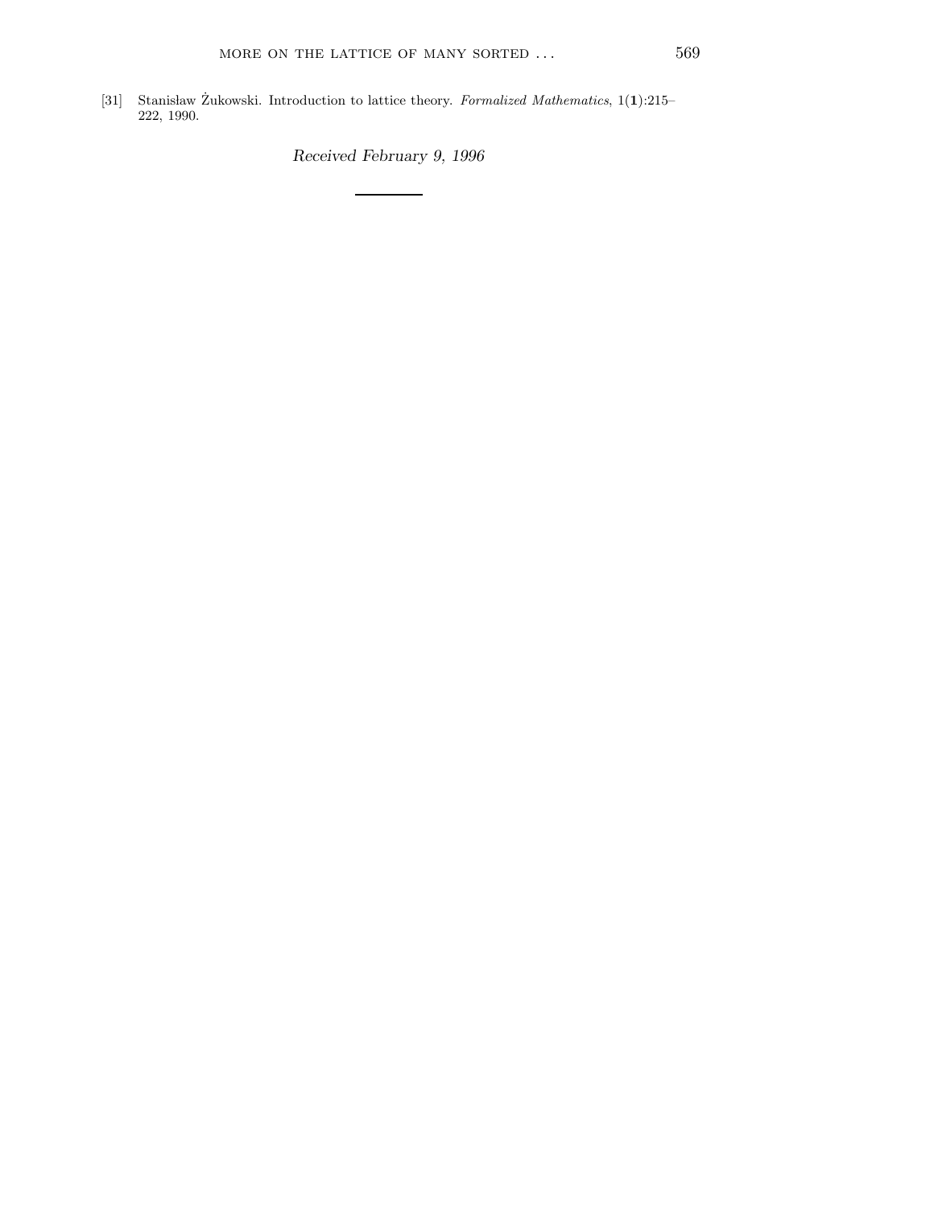[31] Stanisław Żukowski. Introduction to lattice theory. *Formalized Mathematics*, 1(**1**):215–222, 1990.

*Received February 9, 1996*